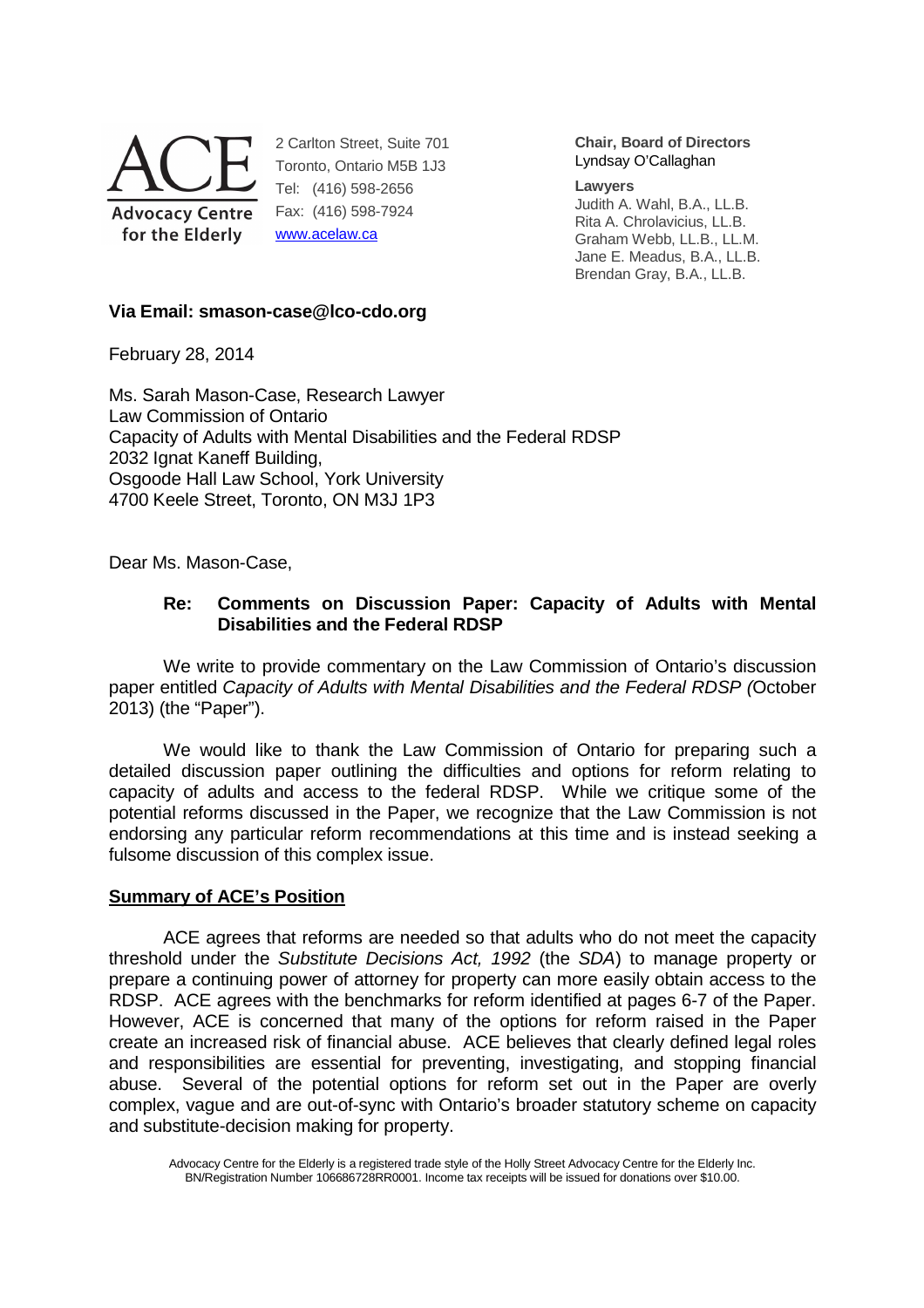ACE
Advocacy Centre for the Elderly

2 Carlton Street, Suite 701
Toronto, Ontario M5B 1J3
Tel: (416) 598-2656
Fax: (416) 598-7924
www.acelaw.ca

**Chair, Board of Directors**
Lyndsay O'Callaghan

**Lawyers**
Judith A. Wahl, B.A., LL.B.
Rita A. Chrolavicius, LL.B.
Graham Webb, LL.B., LL.M.
Jane E. Meadus, B.A., LL.B.
Brendan Gray, B.A., LL.B.

**Via Email: smason-case@lco-cdo.org**

February 28, 2014

Ms. Sarah Mason-Case, Research Lawyer
Law Commission of Ontario
Capacity of Adults with Mental Disabilities and the Federal RDSP
2032 Ignat Kaneff Building,
Osgoode Hall Law School, York University
4700 Keele Street, Toronto, ON M3J 1P3

Dear Ms. Mason-Case,

**Re: Comments on Discussion Paper: Capacity of Adults with Mental Disabilities and the Federal RDSP**

We write to provide commentary on the Law Commission of Ontario's discussion paper entitled *Capacity of Adults with Mental Disabilities and the Federal RDSP (*October 2013) (the "Paper").

We would like to thank the Law Commission of Ontario for preparing such a detailed discussion paper outlining the difficulties and options for reform relating to capacity of adults and access to the federal RDSP. While we critique some of the potential reforms discussed in the Paper, we recognize that the Law Commission is not endorsing any particular reform recommendations at this time and is instead seeking a fulsome discussion of this complex issue.

## Summary of ACE's Position

ACE agrees that reforms are needed so that adults who do not meet the capacity threshold under the *Substitute Decisions Act, 1992* (the *SDA*) to manage property or prepare a continuing power of attorney for property can more easily obtain access to the RDSP. ACE agrees with the benchmarks for reform identified at pages 6-7 of the Paper. However, ACE is concerned that many of the options for reform raised in the Paper create an increased risk of financial abuse. ACE believes that clearly defined legal roles and responsibilities are essential for preventing, investigating, and stopping financial abuse. Several of the potential options for reform set out in the Paper are overly complex, vague and are out-of-sync with Ontario's broader statutory scheme on capacity and substitute-decision making for property.

Advocacy Centre for the Elderly is a registered trade style of the Holly Street Advocacy Centre for the Elderly Inc. BN/Registration Number 106686728RR0001. Income tax receipts will be issued for donations over $10.00.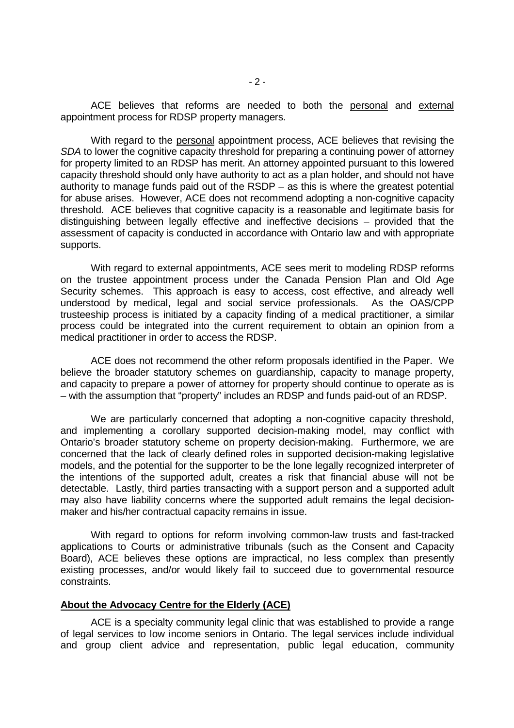ACE believes that reforms are needed to both the <u>personal</u> and <u>external</u> appointment process for RDSP property managers.

With regard to the <u>personal</u> appointment process, ACE believes that revising the *SDA* to lower the cognitive capacity threshold for preparing a continuing power of attorney for property limited to an RDSP has merit. An attorney appointed pursuant to this lowered capacity threshold should only have authority to act as a plan holder, and should not have authority to manage funds paid out of the RSDP – as this is where the greatest potential for abuse arises. However, ACE does not recommend adopting a non-cognitive capacity threshold. ACE believes that cognitive capacity is a reasonable and legitimate basis for distinguishing between legally effective and ineffective decisions – provided that the assessment of capacity is conducted in accordance with Ontario law and with appropriate supports.

With regard to <u>external</u> appointments, ACE sees merit to modeling RDSP reforms on the trustee appointment process under the Canada Pension Plan and Old Age Security schemes. This approach is easy to access, cost effective, and already well understood by medical, legal and social service professionals. As the OAS/CPP trusteeship process is initiated by a capacity finding of a medical practitioner, a similar process could be integrated into the current requirement to obtain an opinion from a medical practitioner in order to access the RDSP.

ACE does not recommend the other reform proposals identified in the Paper. We believe the broader statutory schemes on guardianship, capacity to manage property, and capacity to prepare a power of attorney for property should continue to operate as is – with the assumption that "property" includes an RDSP and funds paid-out of an RDSP.

We are particularly concerned that adopting a non-cognitive capacity threshold, and implementing a corollary supported decision-making model, may conflict with Ontario's broader statutory scheme on property decision-making. Furthermore, we are concerned that the lack of clearly defined roles in supported decision-making legislative models, and the potential for the supporter to be the lone legally recognized interpreter of the intentions of the supported adult, creates a risk that financial abuse will not be detectable. Lastly, third parties transacting with a support person and a supported adult may also have liability concerns where the supported adult remains the legal decision-maker and his/her contractual capacity remains in issue.

With regard to options for reform involving common-law trusts and fast-tracked applications to Courts or administrative tribunals (such as the Consent and Capacity Board), ACE believes these options are impractical, no less complex than presently existing processes, and/or would likely fail to succeed due to governmental resource constraints.

## **About the Advocacy Centre for the Elderly (ACE)**

ACE is a specialty community legal clinic that was established to provide a range of legal services to low income seniors in Ontario. The legal services include individual and group client advice and representation, public legal education, community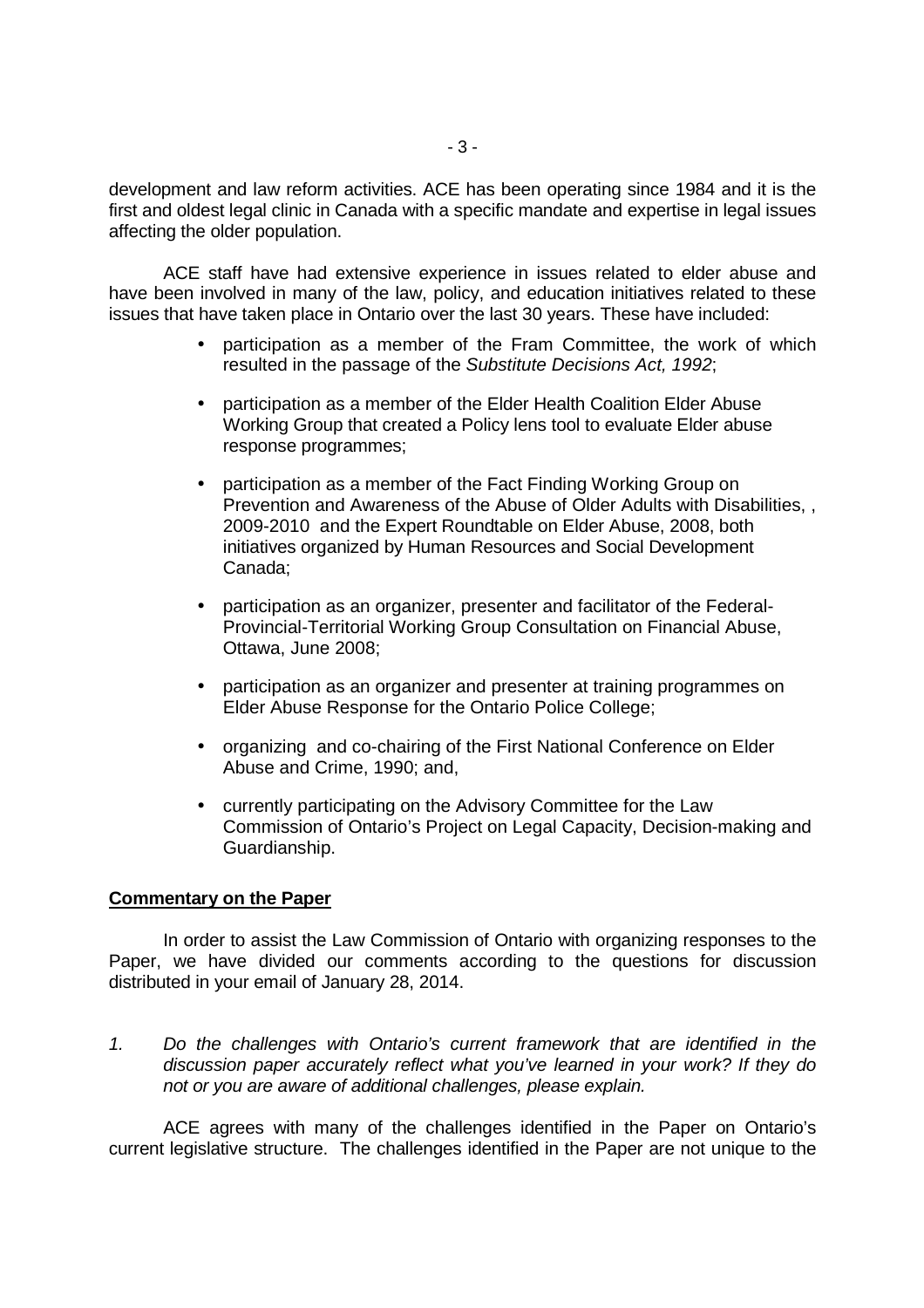development and law reform activities. ACE has been operating since 1984 and it is the first and oldest legal clinic in Canada with a specific mandate and expertise in legal issues affecting the older population.

ACE staff have had extensive experience in issues related to elder abuse and have been involved in many of the law, policy, and education initiatives related to these issues that have taken place in Ontario over the last 30 years. These have included:

- participation as a member of the Fram Committee, the work of which resulted in the passage of the *Substitute Decisions Act, 1992*;
- participation as a member of the Elder Health Coalition Elder Abuse Working Group that created a Policy lens tool to evaluate Elder abuse response programmes;
- participation as a member of the Fact Finding Working Group on Prevention and Awareness of the Abuse of Older Adults with Disabilities, , 2009-2010 and the Expert Roundtable on Elder Abuse, 2008, both initiatives organized by Human Resources and Social Development Canada;
- participation as an organizer, presenter and facilitator of the Federal-Provincial-Territorial Working Group Consultation on Financial Abuse, Ottawa, June 2008;
- participation as an organizer and presenter at training programmes on Elder Abuse Response for the Ontario Police College;
- organizing and co-chairing of the First National Conference on Elder Abuse and Crime, 1990; and,
- currently participating on the Advisory Committee for the Law Commission of Ontario's Project on Legal Capacity, Decision-making and Guardianship.

**Commentary on the Paper**

In order to assist the Law Commission of Ontario with organizing responses to the Paper, we have divided our comments according to the questions for discussion distributed in your email of January 28, 2014.

1. *Do the challenges with Ontario's current framework that are identified in the discussion paper accurately reflect what you've learned in your work? If they do not or you are aware of additional challenges, please explain.*

ACE agrees with many of the challenges identified in the Paper on Ontario's current legislative structure. The challenges identified in the Paper are not unique to the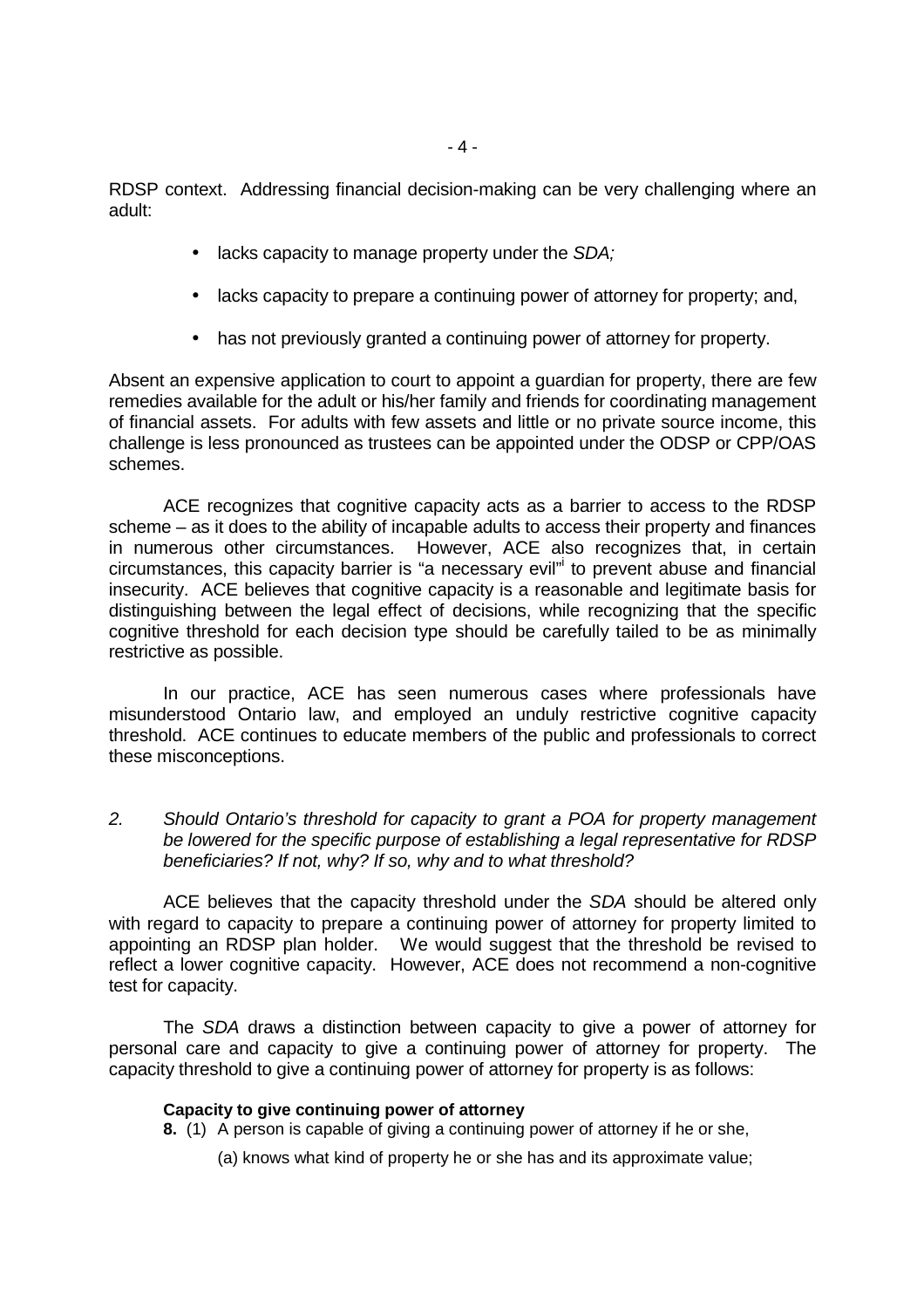RDSP context. Addressing financial decision-making can be very challenging where an adult:

- lacks capacity to manage property under the *SDA;*
- lacks capacity to prepare a continuing power of attorney for property; and,
- has not previously granted a continuing power of attorney for property.

Absent an expensive application to court to appoint a guardian for property, there are few remedies available for the adult or his/her family and friends for coordinating management of financial assets. For adults with few assets and little or no private source income, this challenge is less pronounced as trustees can be appointed under the ODSP or CPP/OAS schemes.

ACE recognizes that cognitive capacity acts as a barrier to access to the RDSP scheme – as it does to the ability of incapable adults to access their property and finances in numerous other circumstances. However, ACE also recognizes that, in certain circumstances, this capacity barrier is "a necessary evil"[ii] to prevent abuse and financial insecurity. ACE believes that cognitive capacity is a reasonable and legitimate basis for distinguishing between the legal effect of decisions, while recognizing that the specific cognitive threshold for each decision type should be carefully tailed to be as minimally restrictive as possible.

In our practice, ACE has seen numerous cases where professionals have misunderstood Ontario law, and employed an unduly restrictive cognitive capacity threshold. ACE continues to educate members of the public and professionals to correct these misconceptions.

*2. Should Ontario's threshold for capacity to grant a POA for property management be lowered for the specific purpose of establishing a legal representative for RDSP beneficiaries? If not, why? If so, why and to what threshold?*

ACE believes that the capacity threshold under the *SDA* should be altered only with regard to capacity to prepare a continuing power of attorney for property limited to appointing an RDSP plan holder. We would suggest that the threshold be revised to reflect a lower cognitive capacity. However, ACE does not recommend a non-cognitive test for capacity.

The *SDA* draws a distinction between capacity to give a power of attorney for personal care and capacity to give a continuing power of attorney for property. The capacity threshold to give a continuing power of attorney for property is as follows:

**Capacity to give continuing power of attorney**

**8.** (1) A person is capable of giving a continuing power of attorney if he or she,

(a) knows what kind of property he or she has and its approximate value;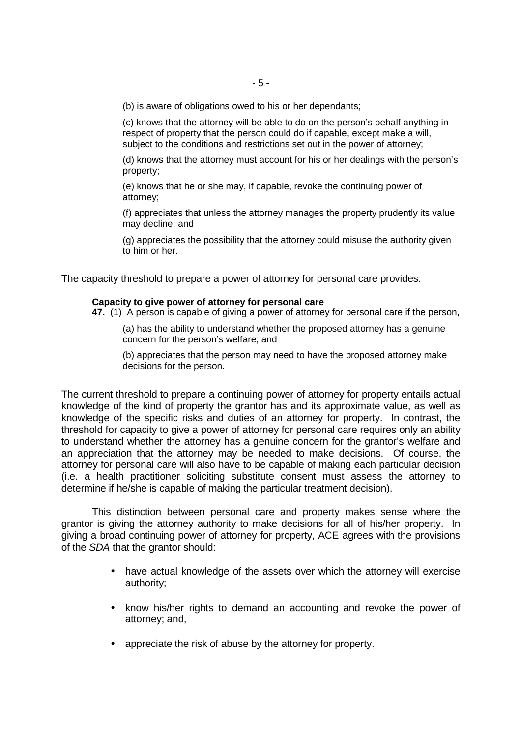(b) is aware of obligations owed to his or her dependants;

(c) knows that the attorney will be able to do on the person's behalf anything in respect of property that the person could do if capable, except make a will, subject to the conditions and restrictions set out in the power of attorney;

(d) knows that the attorney must account for his or her dealings with the person's property;

(e) knows that he or she may, if capable, revoke the continuing power of attorney;

(f) appreciates that unless the attorney manages the property prudently its value may decline; and

(g) appreciates the possibility that the attorney could misuse the authority given to him or her.

The capacity threshold to prepare a power of attorney for personal care provides:

**Capacity to give power of attorney for personal care**

**47.** (1) A person is capable of giving a power of attorney for personal care if the person,

(a) has the ability to understand whether the proposed attorney has a genuine concern for the person's welfare; and

(b) appreciates that the person may need to have the proposed attorney make decisions for the person.

The current threshold to prepare a continuing power of attorney for property entails actual knowledge of the kind of property the grantor has and its approximate value, as well as knowledge of the specific risks and duties of an attorney for property. In contrast, the threshold for capacity to give a power of attorney for personal care requires only an ability to understand whether the attorney has a genuine concern for the grantor's welfare and an appreciation that the attorney may be needed to make decisions. Of course, the attorney for personal care will also have to be capable of making each particular decision (i.e. a health practitioner soliciting substitute consent must assess the attorney to determine if he/she is capable of making the particular treatment decision).

This distinction between personal care and property makes sense where the grantor is giving the attorney authority to make decisions for all of his/her property. In giving a broad continuing power of attorney for property, ACE agrees with the provisions of the *SDA* that the grantor should:

- have actual knowledge of the assets over which the attorney will exercise authority;
- know his/her rights to demand an accounting and revoke the power of attorney; and,
- appreciate the risk of abuse by the attorney for property.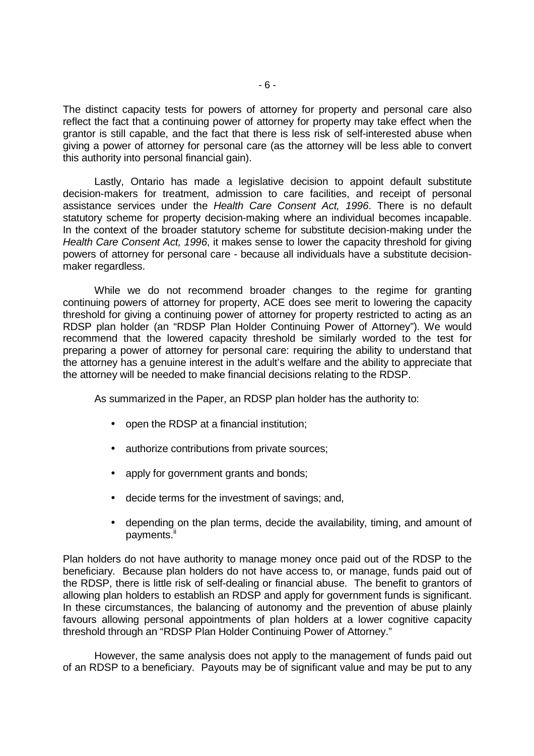The distinct capacity tests for powers of attorney for property and personal care also reflect the fact that a continuing power of attorney for property may take effect when the grantor is still capable, and the fact that there is less risk of self-interested abuse when giving a power of attorney for personal care (as the attorney will be less able to convert this authority into personal financial gain).

Lastly, Ontario has made a legislative decision to appoint default substitute decision-makers for treatment, admission to care facilities, and receipt of personal assistance services under the *Health Care Consent Act, 1996*. There is no default statutory scheme for property decision-making where an individual becomes incapable. In the context of the broader statutory scheme for substitute decision-making under the *Health Care Consent Act, 1996*, it makes sense to lower the capacity threshold for giving powers of attorney for personal care - because all individuals have a substitute decision-maker regardless.

While we do not recommend broader changes to the regime for granting continuing powers of attorney for property, ACE does see merit to lowering the capacity threshold for giving a continuing power of attorney for property restricted to acting as an RDSP plan holder (an "RDSP Plan Holder Continuing Power of Attorney"). We would recommend that the lowered capacity threshold be similarly worded to the test for preparing a power of attorney for personal care: requiring the ability to understand that the attorney has a genuine interest in the adult's welfare and the ability to appreciate that the attorney will be needed to make financial decisions relating to the RDSP.

As summarized in the Paper, an RDSP plan holder has the authority to:

- open the RDSP at a financial institution;
- authorize contributions from private sources;
- apply for government grants and bonds;
- decide terms for the investment of savings; and,
- depending on the plan terms, decide the availability, timing, and amount of payments.[ii]

Plan holders do not have authority to manage money once paid out of the RDSP to the beneficiary. Because plan holders do not have access to, or manage, funds paid out of the RDSP, there is little risk of self-dealing or financial abuse. The benefit to grantors of allowing plan holders to establish an RDSP and apply for government funds is significant. In these circumstances, the balancing of autonomy and the prevention of abuse plainly favours allowing personal appointments of plan holders at a lower cognitive capacity threshold through an "RDSP Plan Holder Continuing Power of Attorney."

However, the same analysis does not apply to the management of funds paid out of an RDSP to a beneficiary. Payouts may be of significant value and may be put to any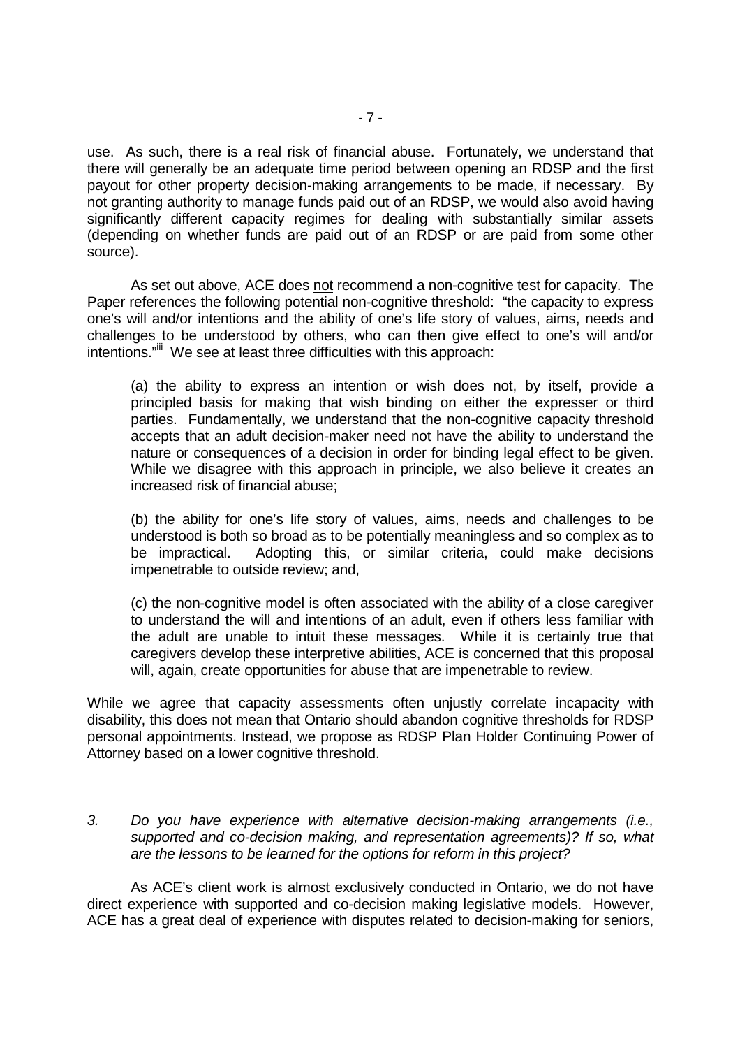use. As such, there is a real risk of financial abuse. Fortunately, we understand that there will generally be an adequate time period between opening an RDSP and the first payout for other property decision-making arrangements to be made, if necessary. By not granting authority to manage funds paid out of an RDSP, we would also avoid having significantly different capacity regimes for dealing with substantially similar assets (depending on whether funds are paid out of an RDSP or are paid from some other source).

As set out above, ACE does <u>not</u> recommend a non-cognitive test for capacity. The Paper references the following potential non-cognitive threshold: "the capacity to express one's will and/or intentions and the ability of one's life story of values, aims, needs and challenges to be understood by others, who can then give effect to one's will and/or intentions."[iii] We see at least three difficulties with this approach:

(a) the ability to express an intention or wish does not, by itself, provide a principled basis for making that wish binding on either the expresser or third parties. Fundamentally, we understand that the non-cognitive capacity threshold accepts that an adult decision-maker need not have the ability to understand the nature or consequences of a decision in order for binding legal effect to be given. While we disagree with this approach in principle, we also believe it creates an increased risk of financial abuse;

(b) the ability for one's life story of values, aims, needs and challenges to be understood is both so broad as to be potentially meaningless and so complex as to be impractical. Adopting this, or similar criteria, could make decisions impenetrable to outside review; and,

(c) the non-cognitive model is often associated with the ability of a close caregiver to understand the will and intentions of an adult, even if others less familiar with the adult are unable to intuit these messages. While it is certainly true that caregivers develop these interpretive abilities, ACE is concerned that this proposal will, again, create opportunities for abuse that are impenetrable to review.

While we agree that capacity assessments often unjustly correlate incapacity with disability, this does not mean that Ontario should abandon cognitive thresholds for RDSP personal appointments. Instead, we propose as RDSP Plan Holder Continuing Power of Attorney based on a lower cognitive threshold.

3. *Do you have experience with alternative decision-making arrangements (i.e., supported and co-decision making, and representation agreements)? If so, what are the lessons to be learned for the options for reform in this project?*

As ACE's client work is almost exclusively conducted in Ontario, we do not have direct experience with supported and co-decision making legislative models. However, ACE has a great deal of experience with disputes related to decision-making for seniors,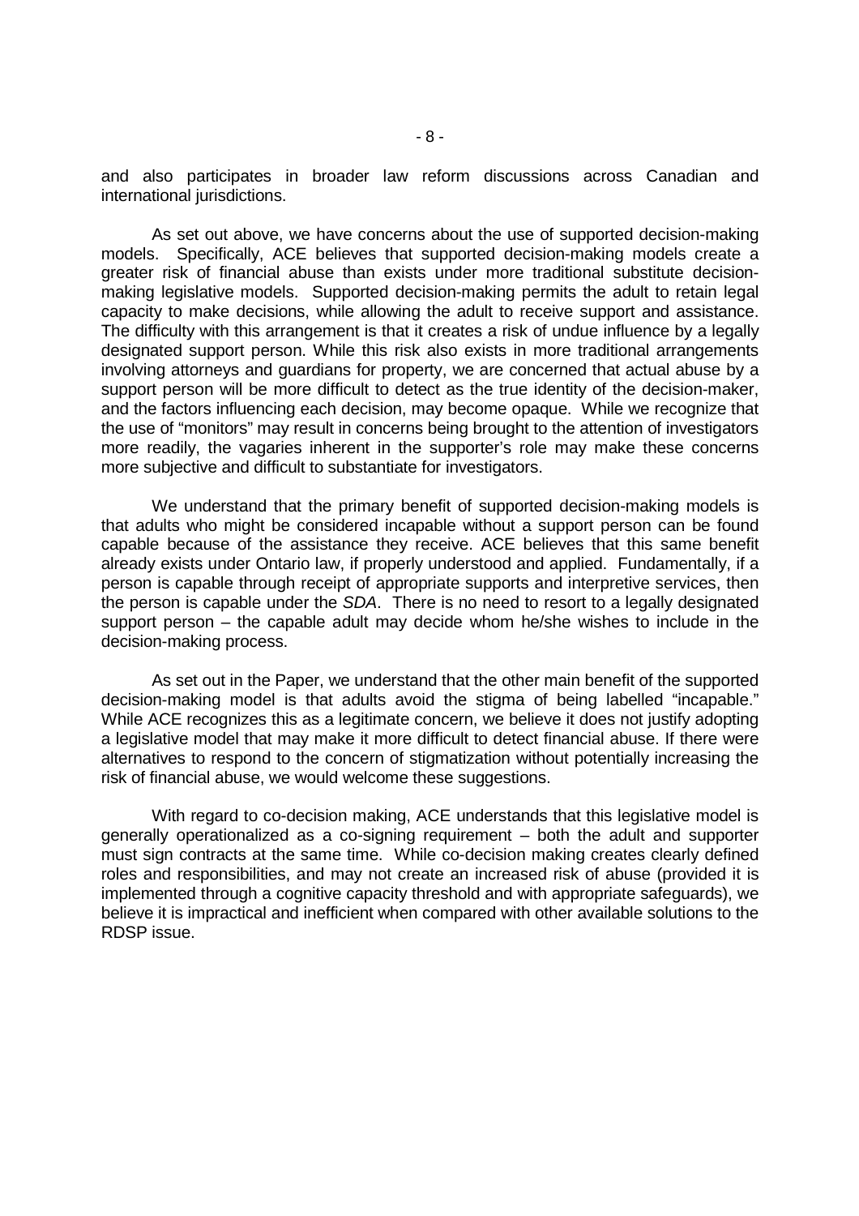and also participates in broader law reform discussions across Canadian and international jurisdictions.

As set out above, we have concerns about the use of supported decision-making models. Specifically, ACE believes that supported decision-making models create a greater risk of financial abuse than exists under more traditional substitute decision-making legislative models. Supported decision-making permits the adult to retain legal capacity to make decisions, while allowing the adult to receive support and assistance. The difficulty with this arrangement is that it creates a risk of undue influence by a legally designated support person. While this risk also exists in more traditional arrangements involving attorneys and guardians for property, we are concerned that actual abuse by a support person will be more difficult to detect as the true identity of the decision-maker, and the factors influencing each decision, may become opaque. While we recognize that the use of "monitors" may result in concerns being brought to the attention of investigators more readily, the vagaries inherent in the supporter's role may make these concerns more subjective and difficult to substantiate for investigators.

We understand that the primary benefit of supported decision-making models is that adults who might be considered incapable without a support person can be found capable because of the assistance they receive. ACE believes that this same benefit already exists under Ontario law, if properly understood and applied. Fundamentally, if a person is capable through receipt of appropriate supports and interpretive services, then the person is capable under the *SDA*. There is no need to resort to a legally designated support person – the capable adult may decide whom he/she wishes to include in the decision-making process.

As set out in the Paper, we understand that the other main benefit of the supported decision-making model is that adults avoid the stigma of being labelled "incapable." While ACE recognizes this as a legitimate concern, we believe it does not justify adopting a legislative model that may make it more difficult to detect financial abuse. If there were alternatives to respond to the concern of stigmatization without potentially increasing the risk of financial abuse, we would welcome these suggestions.

With regard to co-decision making, ACE understands that this legislative model is generally operationalized as a co-signing requirement – both the adult and supporter must sign contracts at the same time. While co-decision making creates clearly defined roles and responsibilities, and may not create an increased risk of abuse (provided it is implemented through a cognitive capacity threshold and with appropriate safeguards), we believe it is impractical and inefficient when compared with other available solutions to the RDSP issue.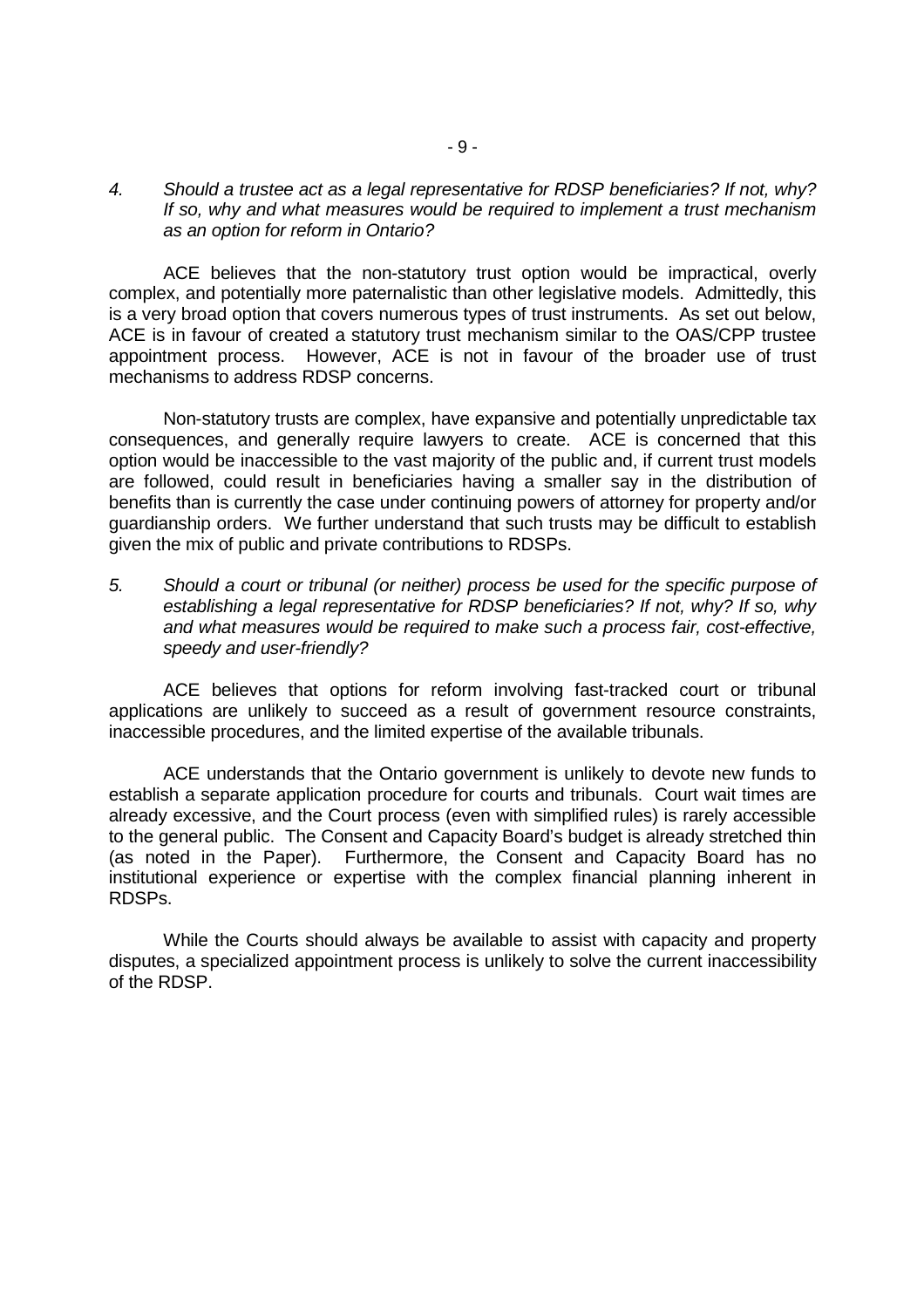4. *Should a trustee act as a legal representative for RDSP beneficiaries? If not, why? If so, why and what measures would be required to implement a trust mechanism as an option for reform in Ontario?*

ACE believes that the non-statutory trust option would be impractical, overly complex, and potentially more paternalistic than other legislative models. Admittedly, this is a very broad option that covers numerous types of trust instruments. As set out below, ACE is in favour of created a statutory trust mechanism similar to the OAS/CPP trustee appointment process. However, ACE is not in favour of the broader use of trust mechanisms to address RDSP concerns.

Non-statutory trusts are complex, have expansive and potentially unpredictable tax consequences, and generally require lawyers to create. ACE is concerned that this option would be inaccessible to the vast majority of the public and, if current trust models are followed, could result in beneficiaries having a smaller say in the distribution of benefits than is currently the case under continuing powers of attorney for property and/or guardianship orders. We further understand that such trusts may be difficult to establish given the mix of public and private contributions to RDSPs.

5. *Should a court or tribunal (or neither) process be used for the specific purpose of establishing a legal representative for RDSP beneficiaries? If not, why? If so, why and what measures would be required to make such a process fair, cost-effective, speedy and user-friendly?*

ACE believes that options for reform involving fast-tracked court or tribunal applications are unlikely to succeed as a result of government resource constraints, inaccessible procedures, and the limited expertise of the available tribunals.

ACE understands that the Ontario government is unlikely to devote new funds to establish a separate application procedure for courts and tribunals. Court wait times are already excessive, and the Court process (even with simplified rules) is rarely accessible to the general public. The Consent and Capacity Board's budget is already stretched thin (as noted in the Paper). Furthermore, the Consent and Capacity Board has no institutional experience or expertise with the complex financial planning inherent in RDSPs.

While the Courts should always be available to assist with capacity and property disputes, a specialized appointment process is unlikely to solve the current inaccessibility of the RDSP.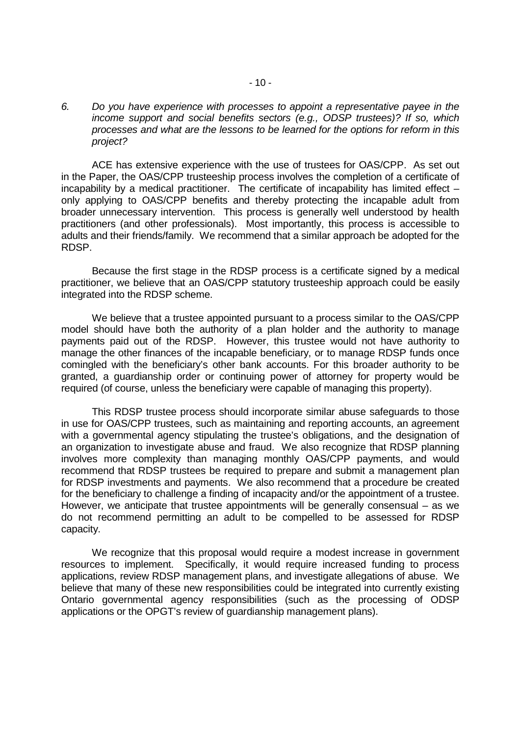*6. Do you have experience with processes to appoint a representative payee in the income support and social benefits sectors (e.g., ODSP trustees)? If so, which processes and what are the lessons to be learned for the options for reform in this project?*

ACE has extensive experience with the use of trustees for OAS/CPP. As set out in the Paper, the OAS/CPP trusteeship process involves the completion of a certificate of incapability by a medical practitioner. The certificate of incapability has limited effect – only applying to OAS/CPP benefits and thereby protecting the incapable adult from broader unnecessary intervention. This process is generally well understood by health practitioners (and other professionals). Most importantly, this process is accessible to adults and their friends/family. We recommend that a similar approach be adopted for the RDSP.

Because the first stage in the RDSP process is a certificate signed by a medical practitioner, we believe that an OAS/CPP statutory trusteeship approach could be easily integrated into the RDSP scheme.

We believe that a trustee appointed pursuant to a process similar to the OAS/CPP model should have both the authority of a plan holder and the authority to manage payments paid out of the RDSP. However, this trustee would not have authority to manage the other finances of the incapable beneficiary, or to manage RDSP funds once comingled with the beneficiary's other bank accounts. For this broader authority to be granted, a guardianship order or continuing power of attorney for property would be required (of course, unless the beneficiary were capable of managing this property).

This RDSP trustee process should incorporate similar abuse safeguards to those in use for OAS/CPP trustees, such as maintaining and reporting accounts, an agreement with a governmental agency stipulating the trustee's obligations, and the designation of an organization to investigate abuse and fraud. We also recognize that RDSP planning involves more complexity than managing monthly OAS/CPP payments, and would recommend that RDSP trustees be required to prepare and submit a management plan for RDSP investments and payments. We also recommend that a procedure be created for the beneficiary to challenge a finding of incapacity and/or the appointment of a trustee. However, we anticipate that trustee appointments will be generally consensual – as we do not recommend permitting an adult to be compelled to be assessed for RDSP capacity.

We recognize that this proposal would require a modest increase in government resources to implement. Specifically, it would require increased funding to process applications, review RDSP management plans, and investigate allegations of abuse. We believe that many of these new responsibilities could be integrated into currently existing Ontario governmental agency responsibilities (such as the processing of ODSP applications or the OPGT's review of guardianship management plans).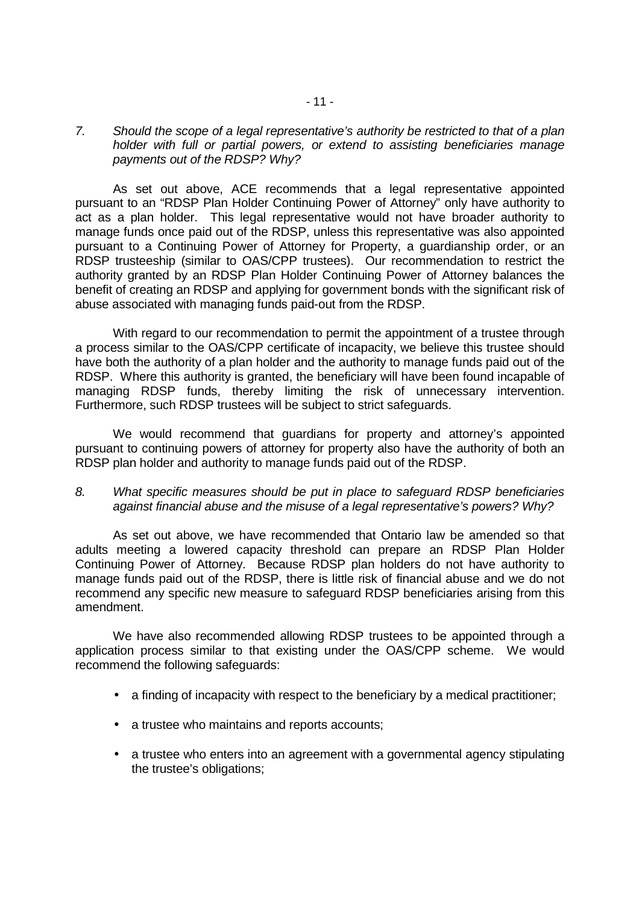7. *Should the scope of a legal representative's authority be restricted to that of a plan holder with full or partial powers, or extend to assisting beneficiaries manage payments out of the RDSP? Why?*

As set out above, ACE recommends that a legal representative appointed pursuant to an "RDSP Plan Holder Continuing Power of Attorney" only have authority to act as a plan holder. This legal representative would not have broader authority to manage funds once paid out of the RDSP, unless this representative was also appointed pursuant to a Continuing Power of Attorney for Property, a guardianship order, or an RDSP trusteeship (similar to OAS/CPP trustees). Our recommendation to restrict the authority granted by an RDSP Plan Holder Continuing Power of Attorney balances the benefit of creating an RDSP and applying for government bonds with the significant risk of abuse associated with managing funds paid-out from the RDSP.

With regard to our recommendation to permit the appointment of a trustee through a process similar to the OAS/CPP certificate of incapacity, we believe this trustee should have both the authority of a plan holder and the authority to manage funds paid out of the RDSP. Where this authority is granted, the beneficiary will have been found incapable of managing RDSP funds, thereby limiting the risk of unnecessary intervention. Furthermore, such RDSP trustees will be subject to strict safeguards.

We would recommend that guardians for property and attorney's appointed pursuant to continuing powers of attorney for property also have the authority of both an RDSP plan holder and authority to manage funds paid out of the RDSP.

8. *What specific measures should be put in place to safeguard RDSP beneficiaries against financial abuse and the misuse of a legal representative's powers? Why?*

As set out above, we have recommended that Ontario law be amended so that adults meeting a lowered capacity threshold can prepare an RDSP Plan Holder Continuing Power of Attorney. Because RDSP plan holders do not have authority to manage funds paid out of the RDSP, there is little risk of financial abuse and we do not recommend any specific new measure to safeguard RDSP beneficiaries arising from this amendment.

We have also recommended allowing RDSP trustees to be appointed through a application process similar to that existing under the OAS/CPP scheme. We would recommend the following safeguards:

- a finding of incapacity with respect to the beneficiary by a medical practitioner;
- a trustee who maintains and reports accounts;
- a trustee who enters into an agreement with a governmental agency stipulating the trustee's obligations;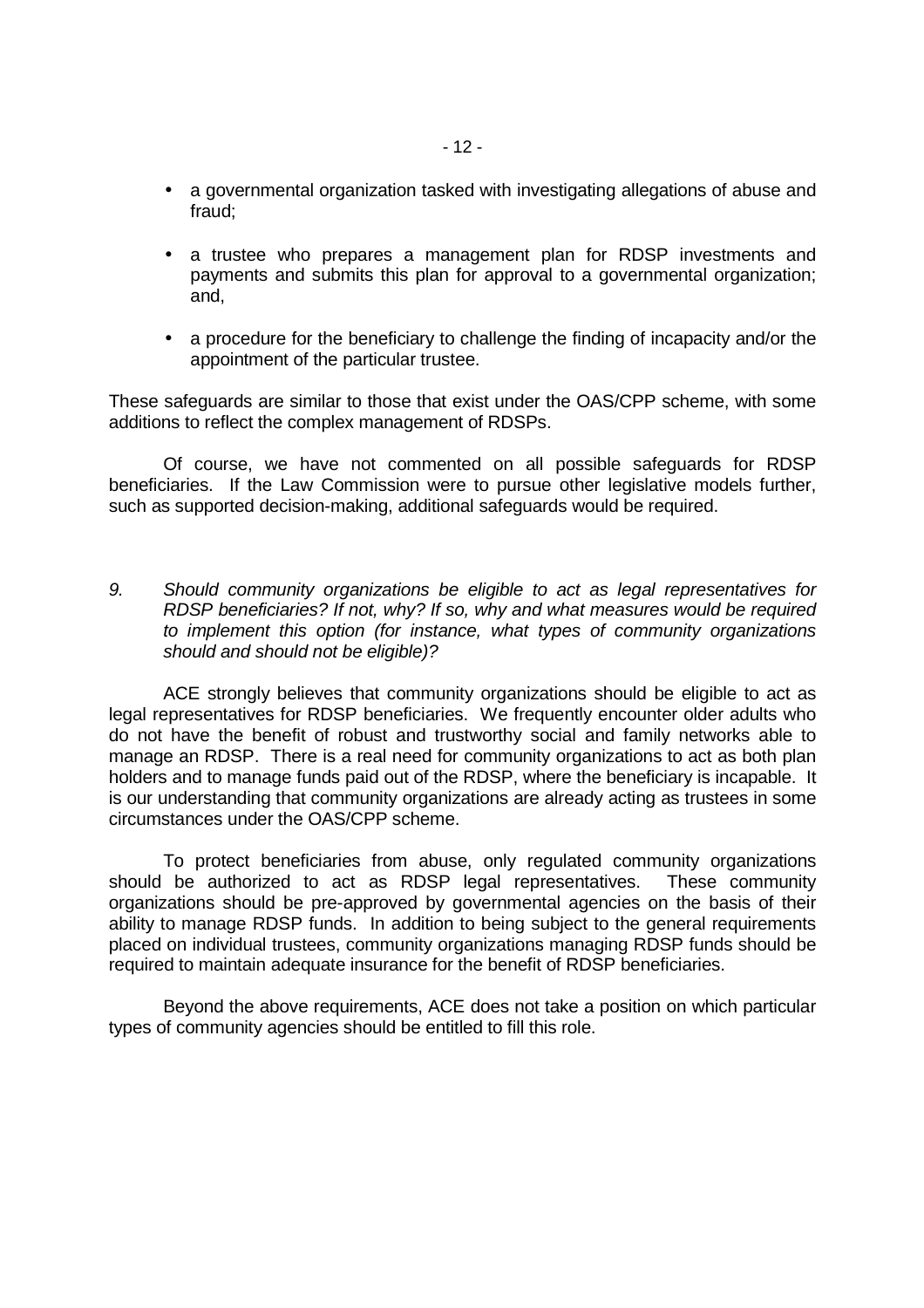- a governmental organization tasked with investigating allegations of abuse and fraud;
- a trustee who prepares a management plan for RDSP investments and payments and submits this plan for approval to a governmental organization; and,
- a procedure for the beneficiary to challenge the finding of incapacity and/or the appointment of the particular trustee.

These safeguards are similar to those that exist under the OAS/CPP scheme, with some additions to reflect the complex management of RDSPs.

Of course, we have not commented on all possible safeguards for RDSP beneficiaries. If the Law Commission were to pursue other legislative models further, such as supported decision-making, additional safeguards would be required.

9. *Should community organizations be eligible to act as legal representatives for RDSP beneficiaries? If not, why? If so, why and what measures would be required to implement this option (for instance, what types of community organizations should and should not be eligible)?*

ACE strongly believes that community organizations should be eligible to act as legal representatives for RDSP beneficiaries. We frequently encounter older adults who do not have the benefit of robust and trustworthy social and family networks able to manage an RDSP. There is a real need for community organizations to act as both plan holders and to manage funds paid out of the RDSP, where the beneficiary is incapable. It is our understanding that community organizations are already acting as trustees in some circumstances under the OAS/CPP scheme.

To protect beneficiaries from abuse, only regulated community organizations should be authorized to act as RDSP legal representatives. These community organizations should be pre-approved by governmental agencies on the basis of their ability to manage RDSP funds. In addition to being subject to the general requirements placed on individual trustees, community organizations managing RDSP funds should be required to maintain adequate insurance for the benefit of RDSP beneficiaries.

Beyond the above requirements, ACE does not take a position on which particular types of community agencies should be entitled to fill this role.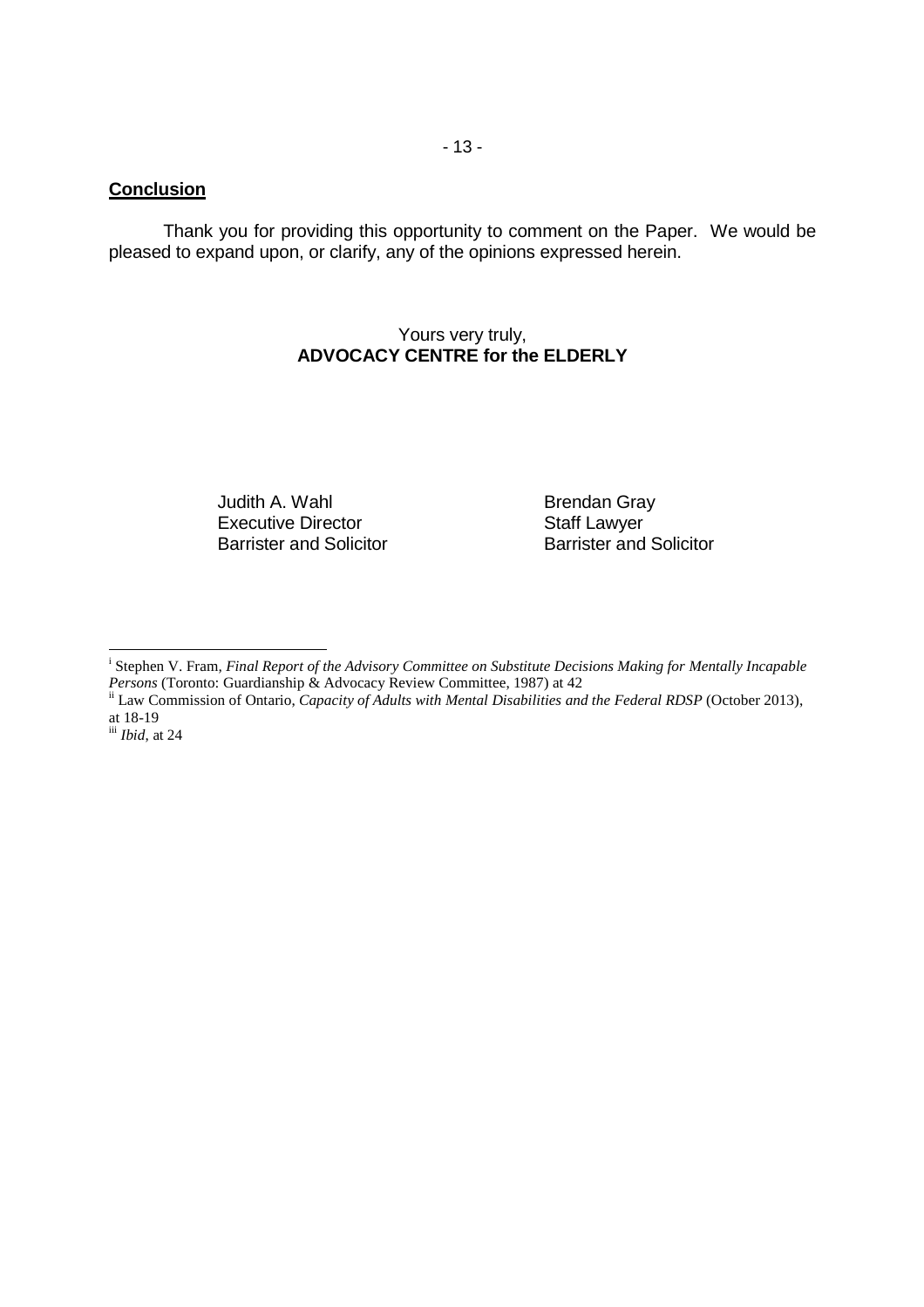**Conclusion**

Thank you for providing this opportunity to comment on the Paper. We would be pleased to expand upon, or clarify, any of the opinions expressed herein.

Yours very truly,
**ADVOCACY CENTRE for the ELDERLY**

Judith A. Wahl
Executive Director
Barrister and Solicitor

Brendan Gray
Staff Lawyer
Barrister and Solicitor

---

[i] Stephen V. Fram, *Final Report of the Advisory Committee on Substitute Decisions Making for Mentally Incapable Persons* (Toronto: Guardianship & Advocacy Review Committee, 1987) at 42

[ii] Law Commission of Ontario, *Capacity of Adults with Mental Disabilities and the Federal RDSP* (October 2013), at 18-19

[iii] *Ibid*, at 24